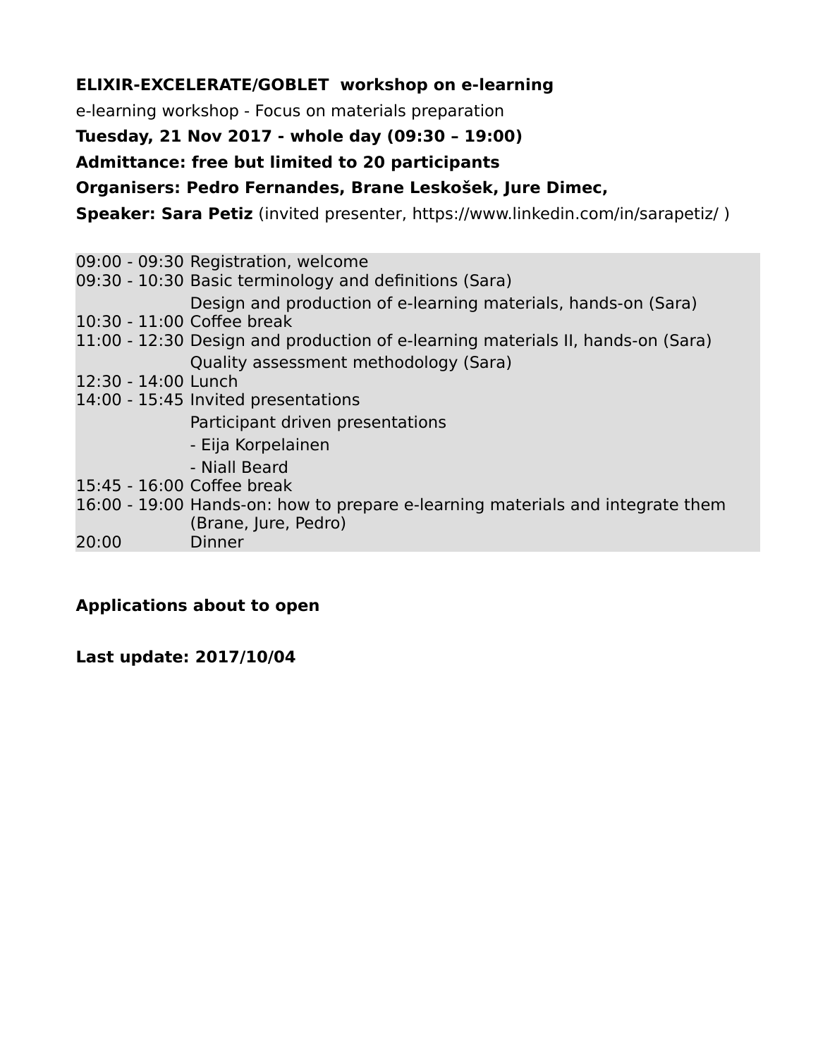**ELIXIR-EXCELERATE/GOBLET workshop on e-learning**

e-learning workshop - Focus on materials preparation

**Tuesday, 21 Nov 2017 - whole day (09:30 – 19:00)**

**Admittance: free but limited to 20 participants**

**Organisers: Pedro Fernandes, Brane Leskošek, Jure Dimec,**

**Speaker: Sara Petiz** (invited presenter, https://www.linkedin.com/in/sarapetiz/ )

| | |
|---|---|
| 09:00 - 09:30 | Registration, welcome |
| 09:30 - 10:30 | Basic terminology and definitions (Sara) |
| | Design and production of e-learning materials, hands-on (Sara) |
| 10:30 - 11:00 | Coffee break |
| 11:00 - 12:30 | Design and production of e-learning materials II, hands-on (Sara) |
| | Quality assessment methodology (Sara) |
| 12:30 - 14:00 | Lunch |
| 14:00 - 15:45 | Invited presentations |
| | Participant driven presentations |
| | - Eija Korpelainen |
| | - Niall Beard |
| 15:45 - 16:00 | Coffee break |
| 16:00 - 19:00 | Hands-on: how to prepare e-learning materials and integrate them (Brane, Jure, Pedro) |
| 20:00 | Dinner |

**Applications about to open**

**Last update: 2017/10/04**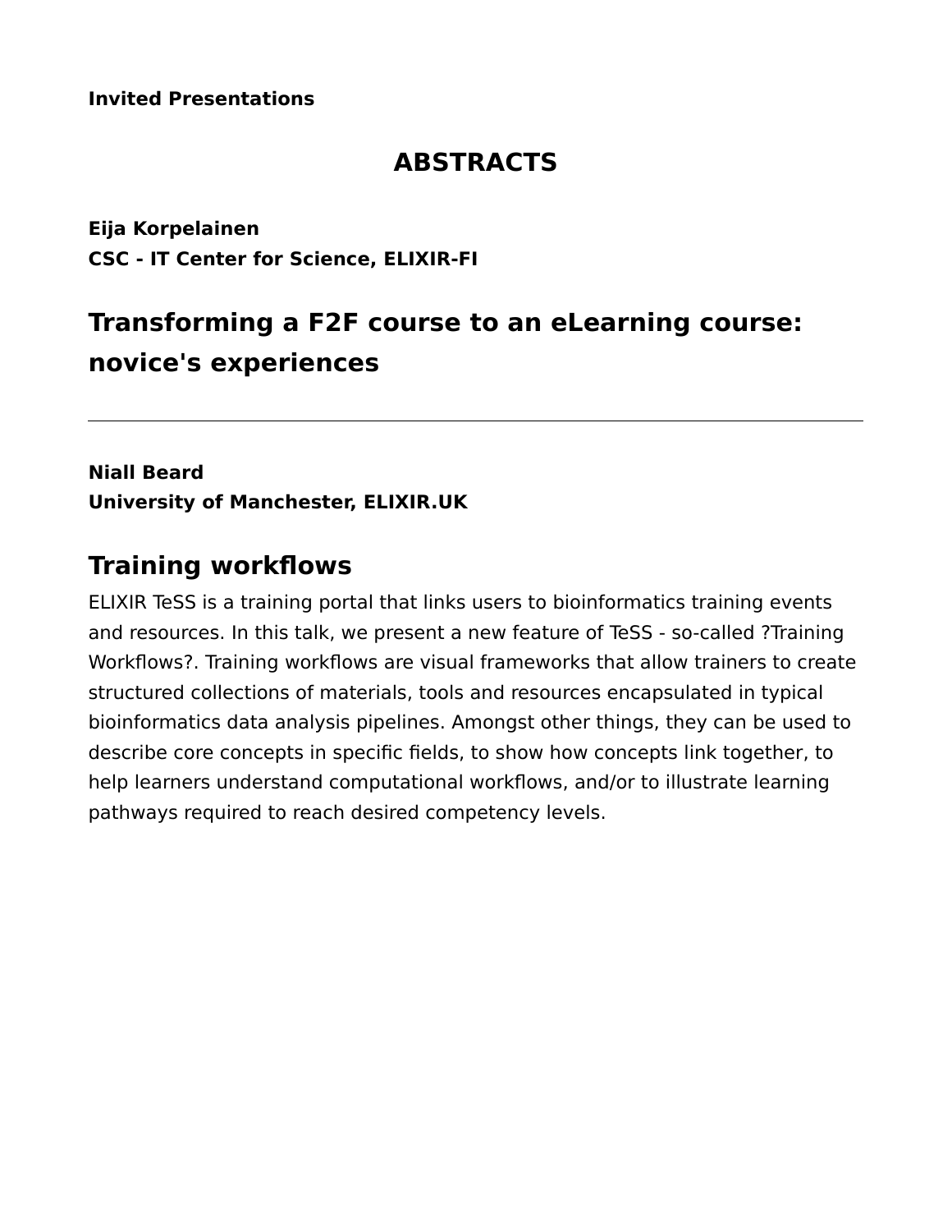**Invited Presentations**

# ABSTRACTS

**Eija Korpelainen**
**CSC - IT Center for Science, ELIXIR-FI**

## Transforming a F2F course to an eLearning course: novice's experiences

---

**Niall Beard**
**University of Manchester, ELIXIR.UK**

## Training workflows

ELIXIR TeSS is a training portal that links users to bioinformatics training events and resources. In this talk, we present a new feature of TeSS - so-called ?Training Workflows?. Training workflows are visual frameworks that allow trainers to create structured collections of materials, tools and resources encapsulated in typical bioinformatics data analysis pipelines. Amongst other things, they can be used to describe core concepts in specific fields, to show how concepts link together, to help learners understand computational workflows, and/or to illustrate learning pathways required to reach desired competency levels.